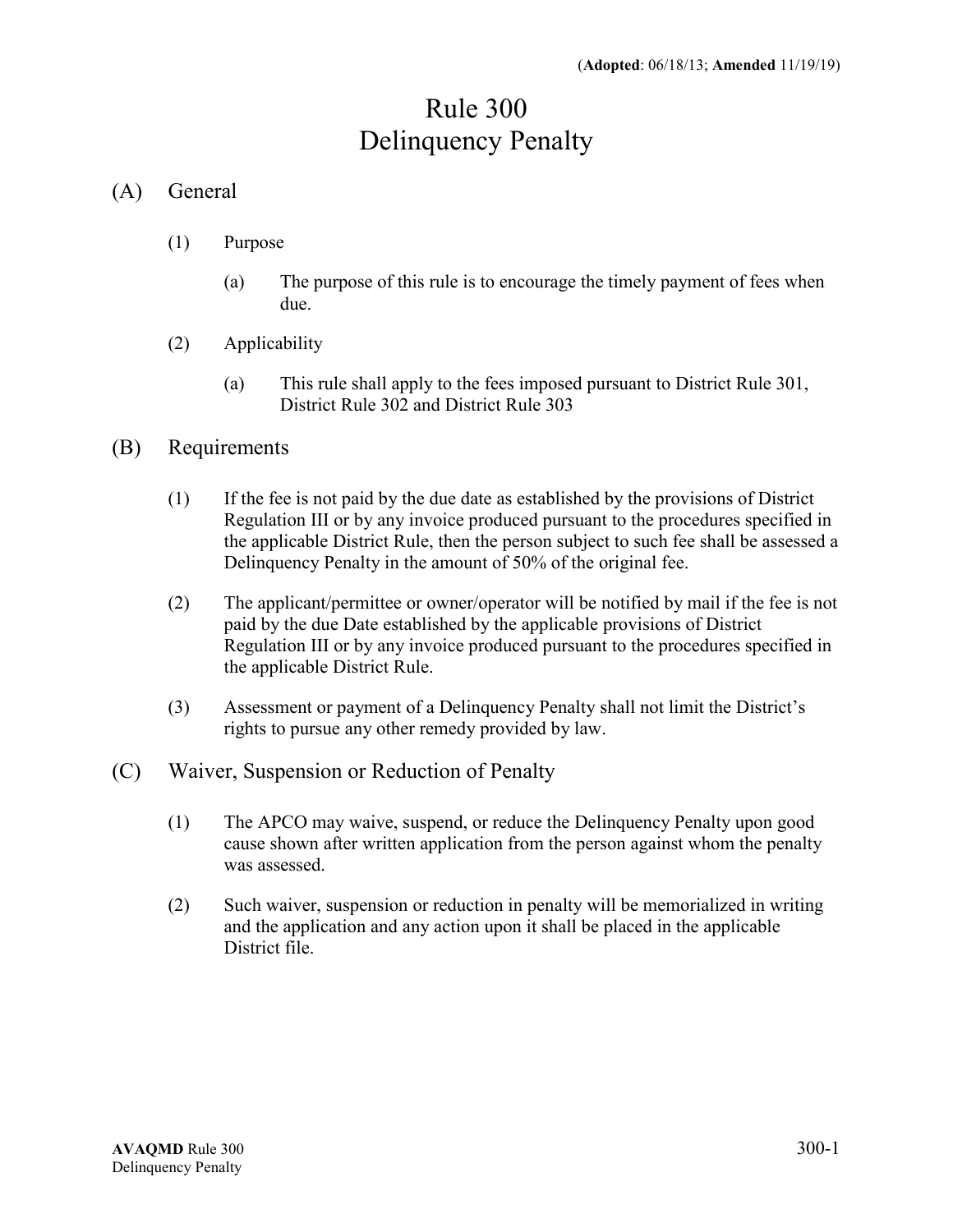(**Adopted**: 06/18/13; **Amended** 11/19/19)

# Rule 300
# Delinquency Penalty

## (A) General

(1) Purpose

(a) The purpose of this rule is to encourage the timely payment of fees when due.

(2) Applicability

(a) This rule shall apply to the fees imposed pursuant to District Rule 301, District Rule 302 and District Rule 303

## (B) Requirements

(1) If the fee is not paid by the due date as established by the provisions of District Regulation III or by any invoice produced pursuant to the procedures specified in the applicable District Rule, then the person subject to such fee shall be assessed a Delinquency Penalty in the amount of 50% of the original fee.

(2) The applicant/permittee or owner/operator will be notified by mail if the fee is not paid by the due Date established by the applicable provisions of District Regulation III or by any invoice produced pursuant to the procedures specified in the applicable District Rule.

(3) Assessment or payment of a Delinquency Penalty shall not limit the District's rights to pursue any other remedy provided by law.

## (C) Waiver, Suspension or Reduction of Penalty

(1) The APCO may waive, suspend, or reduce the Delinquency Penalty upon good cause shown after written application from the person against whom the penalty was assessed.

(2) Such waiver, suspension or reduction in penalty will be memorialized in writing and the application and any action upon it shall be placed in the applicable District file.